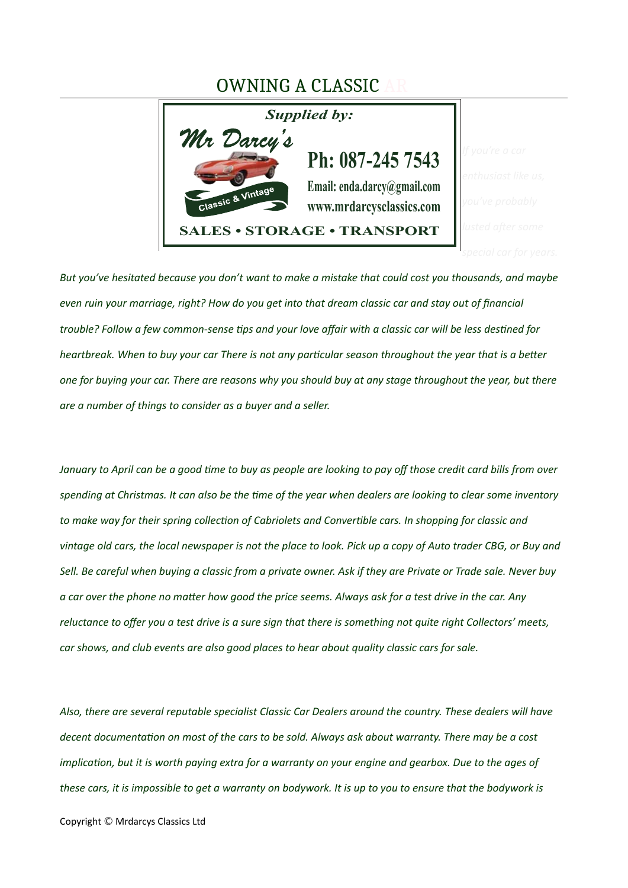# OWNING A CLASSIC AR

*Supplied by:*

**Mr Darcy's**

Classic & Vintage

**Ph: 087-245 7543**

**Email: enda.darcy@gmail.com**

**www.mrdarcysclassics.com**

**SALES • STORAGE • TRANSPORT**

*If you're a car enthusiast like us, you've probably lusted after some special car for years.*

*But you've hesitated because you don't want to make a mistake that could cost you thousands, and maybe even ruin your marriage, right? How do you get into that dream classic car and stay out of financial trouble? Follow a few common-sense tips and your love affair with a classic car will be less destined for heartbreak. When to buy your car There is not any particular season throughout the year that is a better one for buying your car. There are reasons why you should buy at any stage throughout the year, but there are a number of things to consider as a buyer and a seller.*

*January to April can be a good time to buy as people are looking to pay off those credit card bills from over spending at Christmas. It can also be the time of the year when dealers are looking to clear some inventory to make way for their spring collection of Cabriolets and Convertible cars. In shopping for classic and vintage old cars, the local newspaper is not the place to look. Pick up a copy of Auto trader CBG, or Buy and Sell. Be careful when buying a classic from a private owner. Ask if they are Private or Trade sale. Never buy a car over the phone no matter how good the price seems. Always ask for a test drive in the car. Any reluctance to offer you a test drive is a sure sign that there is something not quite right Collectors' meets, car shows, and club events are also good places to hear about quality classic cars for sale.*

*Also, there are several reputable specialist Classic Car Dealers around the country. These dealers will have decent documentation on most of the cars to be sold. Always ask about warranty. There may be a cost implication, but it is worth paying extra for a warranty on your engine and gearbox. Due to the ages of these cars, it is impossible to get a warranty on bodywork. It is up to you to ensure that the bodywork is*

Copyright © Mrdarcys Classics Ltd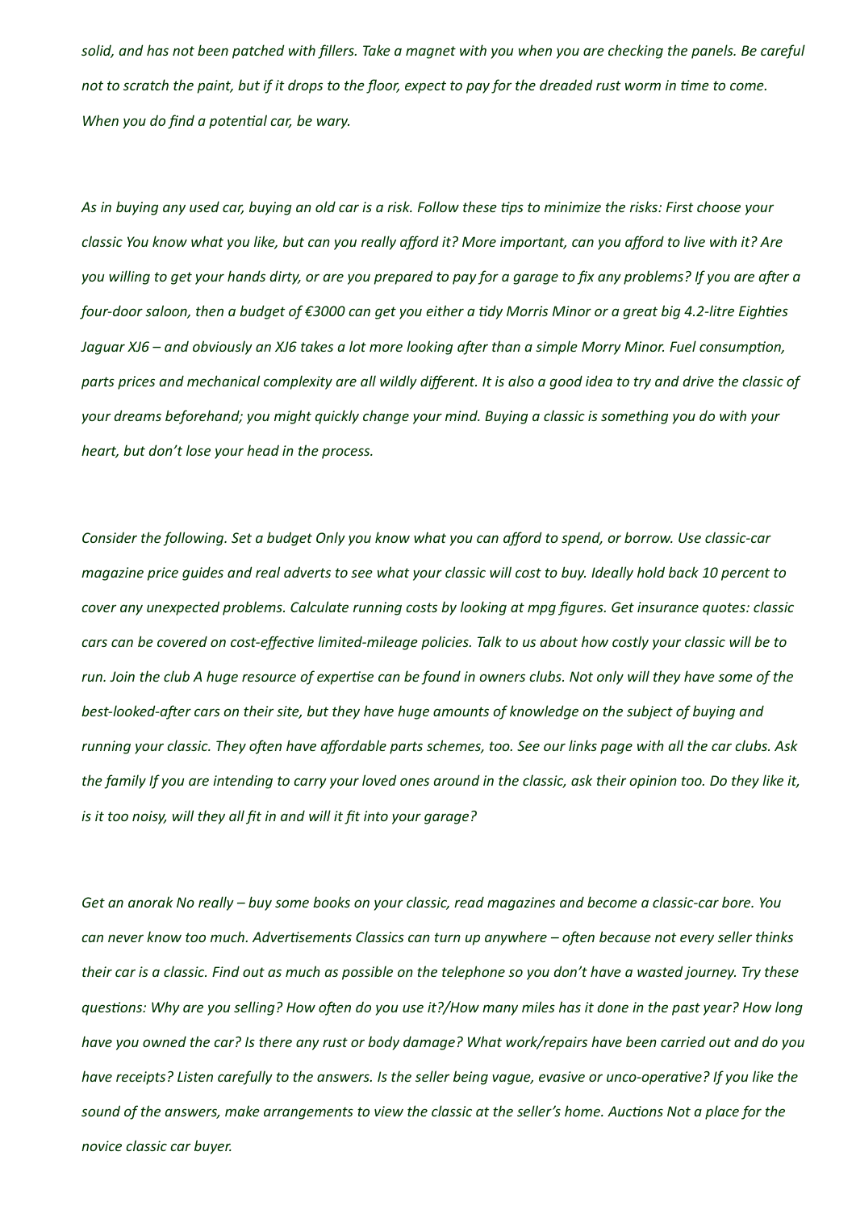*solid, and has not been patched with fillers. Take a magnet with you when you are checking the panels. Be careful not to scratch the paint, but if it drops to the floor, expect to pay for the dreaded rust worm in time to come. When you do find a potential car, be wary.*

*As in buying any used car, buying an old car is a risk. Follow these tips to minimize the risks: First choose your classic You know what you like, but can you really afford it? More important, can you afford to live with it? Are you willing to get your hands dirty, or are you prepared to pay for a garage to fix any problems? If you are after a four-door saloon, then a budget of €3000 can get you either a tidy Morris Minor or a great big 4.2-litre Eighties Jaguar XJ6 – and obviously an XJ6 takes a lot more looking after than a simple Morry Minor. Fuel consumption, parts prices and mechanical complexity are all wildly different. It is also a good idea to try and drive the classic of your dreams beforehand; you might quickly change your mind. Buying a classic is something you do with your heart, but don't lose your head in the process.*

*Consider the following. Set a budget Only you know what you can afford to spend, or borrow. Use classic-car magazine price guides and real adverts to see what your classic will cost to buy. Ideally hold back 10 percent to cover any unexpected problems. Calculate running costs by looking at mpg figures. Get insurance quotes: classic cars can be covered on cost-effective limited-mileage policies. Talk to us about how costly your classic will be to run. Join the club A huge resource of expertise can be found in owners clubs. Not only will they have some of the best-looked-after cars on their site, but they have huge amounts of knowledge on the subject of buying and running your classic. They often have affordable parts schemes, too. See our links page with all the car clubs. Ask the family If you are intending to carry your loved ones around in the classic, ask their opinion too. Do they like it, is it too noisy, will they all fit in and will it fit into your garage?*

*Get an anorak No really – buy some books on your classic, read magazines and become a classic-car bore. You can never know too much. Advertisements Classics can turn up anywhere – often because not every seller thinks their car is a classic. Find out as much as possible on the telephone so you don't have a wasted journey. Try these questions: Why are you selling? How often do you use it?/How many miles has it done in the past year? How long have you owned the car? Is there any rust or body damage? What work/repairs have been carried out and do you have receipts? Listen carefully to the answers. Is the seller being vague, evasive or unco-operative? If you like the sound of the answers, make arrangements to view the classic at the seller's home. Auctions Not a place for the novice classic car buyer.*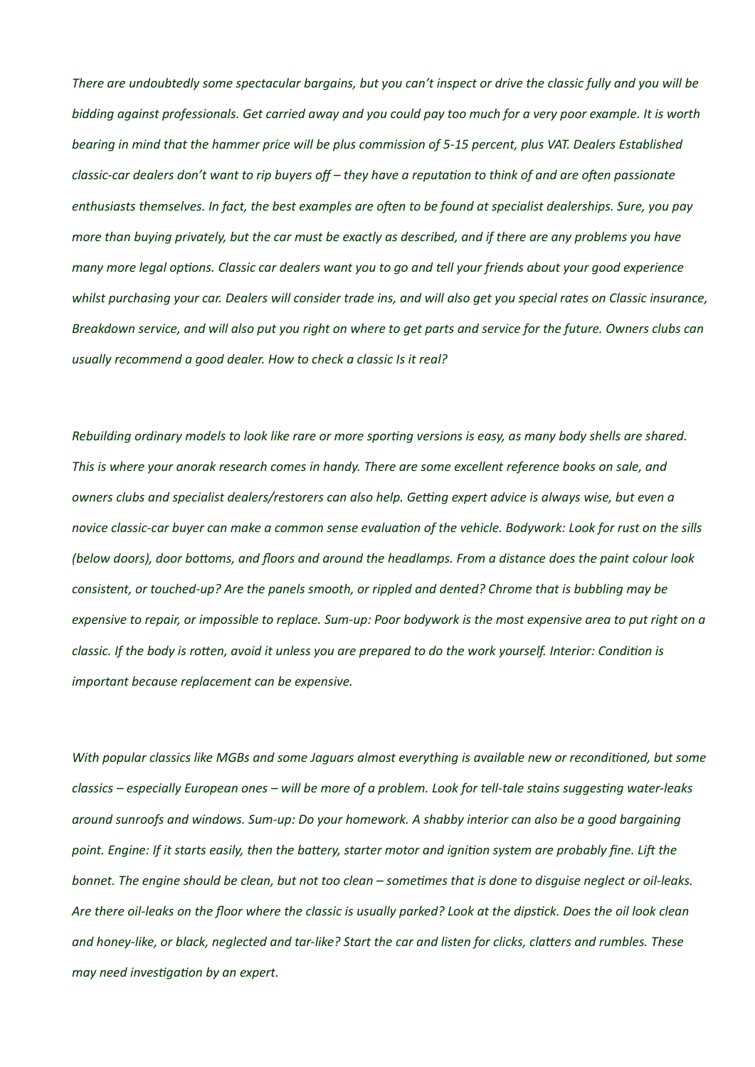*There are undoubtedly some spectacular bargains, but you can't inspect or drive the classic fully and you will be bidding against professionals. Get carried away and you could pay too much for a very poor example. It is worth bearing in mind that the hammer price will be plus commission of 5-15 percent, plus VAT. Dealers Established classic-car dealers don't want to rip buyers off – they have a reputation to think of and are often passionate enthusiasts themselves. In fact, the best examples are often to be found at specialist dealerships. Sure, you pay more than buying privately, but the car must be exactly as described, and if there are any problems you have many more legal options. Classic car dealers want you to go and tell your friends about your good experience whilst purchasing your car. Dealers will consider trade ins, and will also get you special rates on Classic insurance, Breakdown service, and will also put you right on where to get parts and service for the future. Owners clubs can usually recommend a good dealer. How to check a classic Is it real?*

*Rebuilding ordinary models to look like rare or more sporting versions is easy, as many body shells are shared. This is where your anorak research comes in handy. There are some excellent reference books on sale, and owners clubs and specialist dealers/restorers can also help. Getting expert advice is always wise, but even a novice classic-car buyer can make a common sense evaluation of the vehicle. Bodywork: Look for rust on the sills (below doors), door bottoms, and floors and around the headlamps. From a distance does the paint colour look consistent, or touched-up? Are the panels smooth, or rippled and dented? Chrome that is bubbling may be expensive to repair, or impossible to replace. Sum-up: Poor bodywork is the most expensive area to put right on a classic. If the body is rotten, avoid it unless you are prepared to do the work yourself. Interior: Condition is important because replacement can be expensive.*

*With popular classics like MGBs and some Jaguars almost everything is available new or reconditioned, but some classics – especially European ones – will be more of a problem. Look for tell-tale stains suggesting water-leaks around sunroofs and windows. Sum-up: Do your homework. A shabby interior can also be a good bargaining point. Engine: If it starts easily, then the battery, starter motor and ignition system are probably fine. Lift the bonnet. The engine should be clean, but not too clean – sometimes that is done to disguise neglect or oil-leaks. Are there oil-leaks on the floor where the classic is usually parked? Look at the dipstick. Does the oil look clean and honey-like, or black, neglected and tar-like? Start the car and listen for clicks, clatters and rumbles. These may need investigation by an expert.*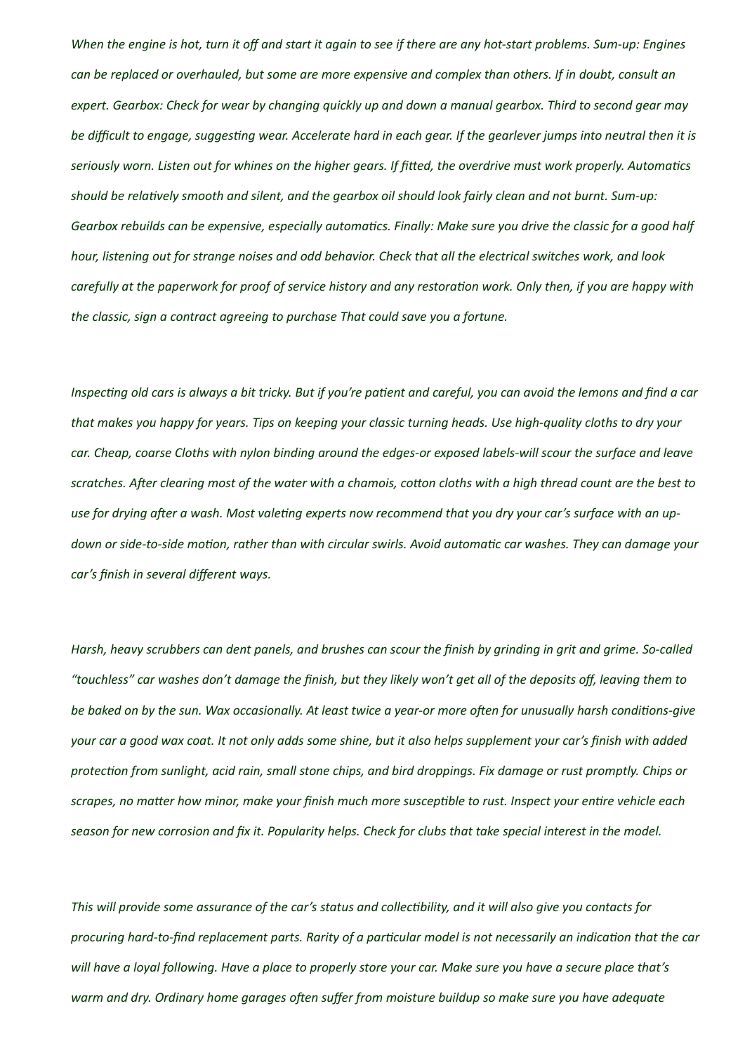*When the engine is hot, turn it off and start it again to see if there are any hot-start problems. Sum-up: Engines can be replaced or overhauled, but some are more expensive and complex than others. If in doubt, consult an expert. Gearbox: Check for wear by changing quickly up and down a manual gearbox. Third to second gear may be difficult to engage, suggesting wear. Accelerate hard in each gear. If the gearlever jumps into neutral then it is seriously worn. Listen out for whines on the higher gears. If fitted, the overdrive must work properly. Automatics should be relatively smooth and silent, and the gearbox oil should look fairly clean and not burnt. Sum-up: Gearbox rebuilds can be expensive, especially automatics. Finally: Make sure you drive the classic for a good half hour, listening out for strange noises and odd behavior. Check that all the electrical switches work, and look carefully at the paperwork for proof of service history and any restoration work. Only then, if you are happy with the classic, sign a contract agreeing to purchase That could save you a fortune.*

*Inspecting old cars is always a bit tricky. But if you're patient and careful, you can avoid the lemons and find a car that makes you happy for years. Tips on keeping your classic turning heads. Use high-quality cloths to dry your car. Cheap, coarse Cloths with nylon binding around the edges-or exposed labels-will scour the surface and leave scratches. After clearing most of the water with a chamois, cotton cloths with a high thread count are the best to use for drying after a wash. Most valeting experts now recommend that you dry your car's surface with an up-down or side-to-side motion, rather than with circular swirls. Avoid automatic car washes. They can damage your car's finish in several different ways.*

*Harsh, heavy scrubbers can dent panels, and brushes can scour the finish by grinding in grit and grime. So-called "touchless" car washes don't damage the finish, but they likely won't get all of the deposits off, leaving them to be baked on by the sun. Wax occasionally. At least twice a year-or more often for unusually harsh conditions-give your car a good wax coat. It not only adds some shine, but it also helps supplement your car's finish with added protection from sunlight, acid rain, small stone chips, and bird droppings. Fix damage or rust promptly. Chips or scrapes, no matter how minor, make your finish much more susceptible to rust. Inspect your entire vehicle each season for new corrosion and fix it. Popularity helps. Check for clubs that take special interest in the model.*

*This will provide some assurance of the car's status and collectibility, and it will also give you contacts for procuring hard-to-find replacement parts. Rarity of a particular model is not necessarily an indication that the car will have a loyal following. Have a place to properly store your car. Make sure you have a secure place that's warm and dry. Ordinary home garages often suffer from moisture buildup so make sure you have adequate*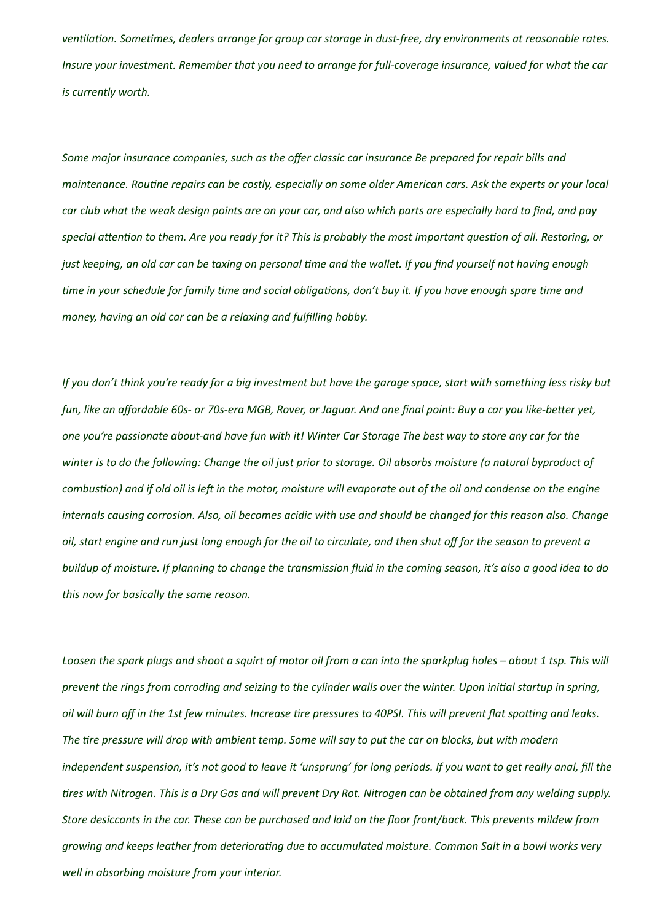*ventilation. Sometimes, dealers arrange for group car storage in dust-free, dry environments at reasonable rates. Insure your investment. Remember that you need to arrange for full-coverage insurance, valued for what the car is currently worth.*

*Some major insurance companies, such as the offer classic car insurance Be prepared for repair bills and maintenance. Routine repairs can be costly, especially on some older American cars. Ask the experts or your local car club what the weak design points are on your car, and also which parts are especially hard to find, and pay special attention to them. Are you ready for it? This is probably the most important question of all. Restoring, or just keeping, an old car can be taxing on personal time and the wallet. If you find yourself not having enough time in your schedule for family time and social obligations, don't buy it. If you have enough spare time and money, having an old car can be a relaxing and fulfilling hobby.*

*If you don't think you're ready for a big investment but have the garage space, start with something less risky but fun, like an affordable 60s- or 70s-era MGB, Rover, or Jaguar. And one final point: Buy a car you like-better yet, one you're passionate about-and have fun with it! Winter Car Storage The best way to store any car for the winter is to do the following: Change the oil just prior to storage. Oil absorbs moisture (a natural byproduct of combustion) and if old oil is left in the motor, moisture will evaporate out of the oil and condense on the engine internals causing corrosion. Also, oil becomes acidic with use and should be changed for this reason also. Change oil, start engine and run just long enough for the oil to circulate, and then shut off for the season to prevent a buildup of moisture. If planning to change the transmission fluid in the coming season, it's also a good idea to do this now for basically the same reason.*

*Loosen the spark plugs and shoot a squirt of motor oil from a can into the sparkplug holes – about 1 tsp. This will prevent the rings from corroding and seizing to the cylinder walls over the winter. Upon initial startup in spring, oil will burn off in the 1st few minutes. Increase tire pressures to 40PSI. This will prevent flat spotting and leaks. The tire pressure will drop with ambient temp. Some will say to put the car on blocks, but with modern independent suspension, it's not good to leave it 'unsprung' for long periods. If you want to get really anal, fill the tires with Nitrogen. This is a Dry Gas and will prevent Dry Rot. Nitrogen can be obtained from any welding supply. Store desiccants in the car. These can be purchased and laid on the floor front/back. This prevents mildew from growing and keeps leather from deteriorating due to accumulated moisture. Common Salt in a bowl works very well in absorbing moisture from your interior.*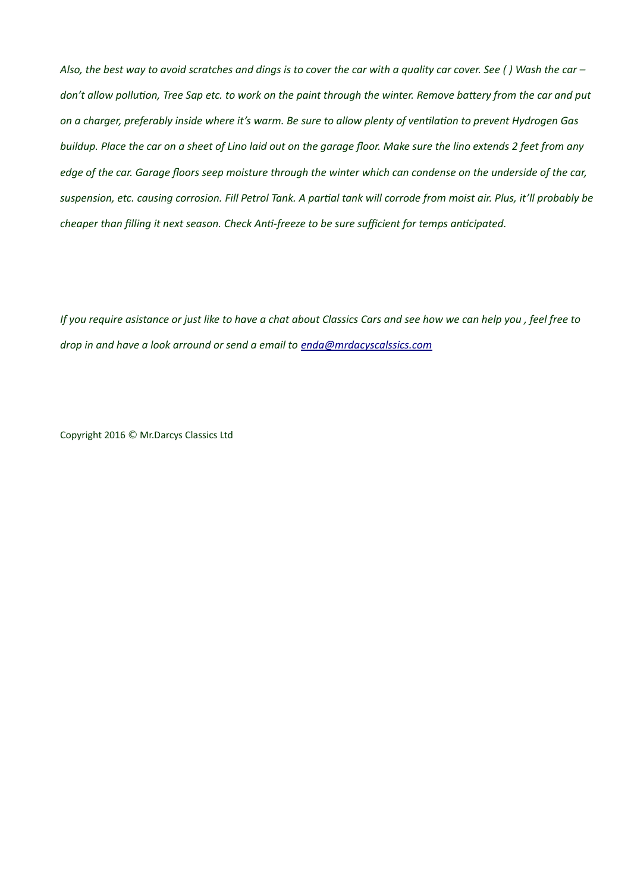*Also, the best way to avoid scratches and dings is to cover the car with a quality car cover. See ( ) Wash the car – don't allow pollution, Tree Sap etc. to work on the paint through the winter. Remove battery from the car and put on a charger, preferably inside where it's warm. Be sure to allow plenty of ventilation to prevent Hydrogen Gas buildup. Place the car on a sheet of Lino laid out on the garage floor. Make sure the lino extends 2 feet from any edge of the car. Garage floors seep moisture through the winter which can condense on the underside of the car, suspension, etc. causing corrosion. Fill Petrol Tank. A partial tank will corrode from moist air. Plus, it'll probably be cheaper than filling it next season. Check Anti-freeze to be sure sufficient for temps anticipated.*

*If you require asistance or just like to have a chat about Classics Cars and see how we can help you , feel free to drop in and have a look arround or send a email to [enda@mrdacyscalssics.com](mailto:enda@mrdacyscalssics.com)*

Copyright 2016 © Mr.Darcys Classics Ltd